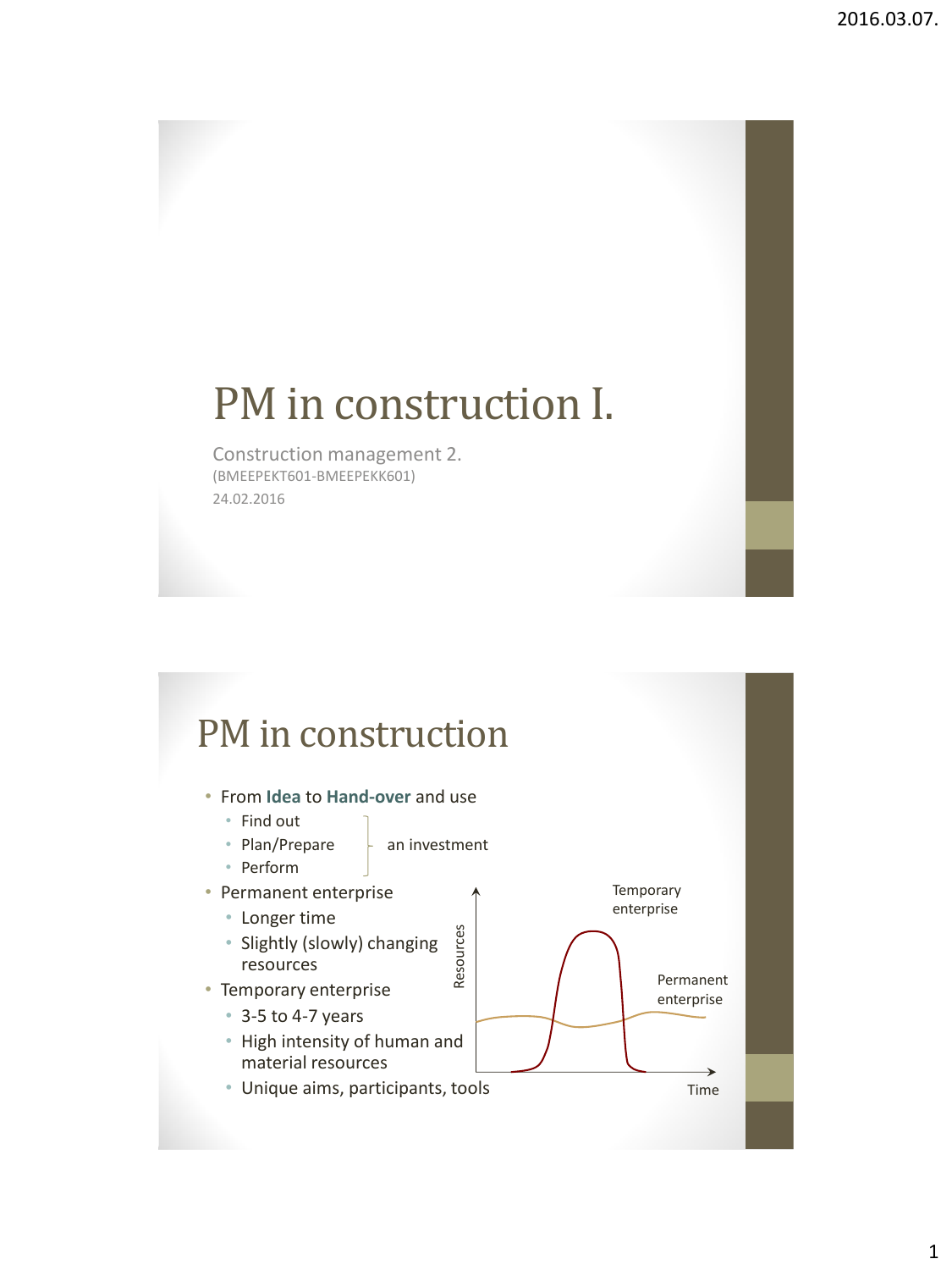# PM in construction I.

Construction management 2.
(BMEEPEKT601-BMEEPEKK601)
24.02.2016

## PM in construction

- From **Idea** to **Hand-over** and use
  - Find out
  - Plan/Prepare
  - Perform

  } an investment
- Permanent enterprise
  - Longer time
  - Slightly (slowly) changing resources
- Temporary enterprise
  - 3-5 to 4-7 years
  - High intensity of human and material resources
  - Unique aims, participants, tools

Resources

Temporary enterprise

Permanent enterprise

Time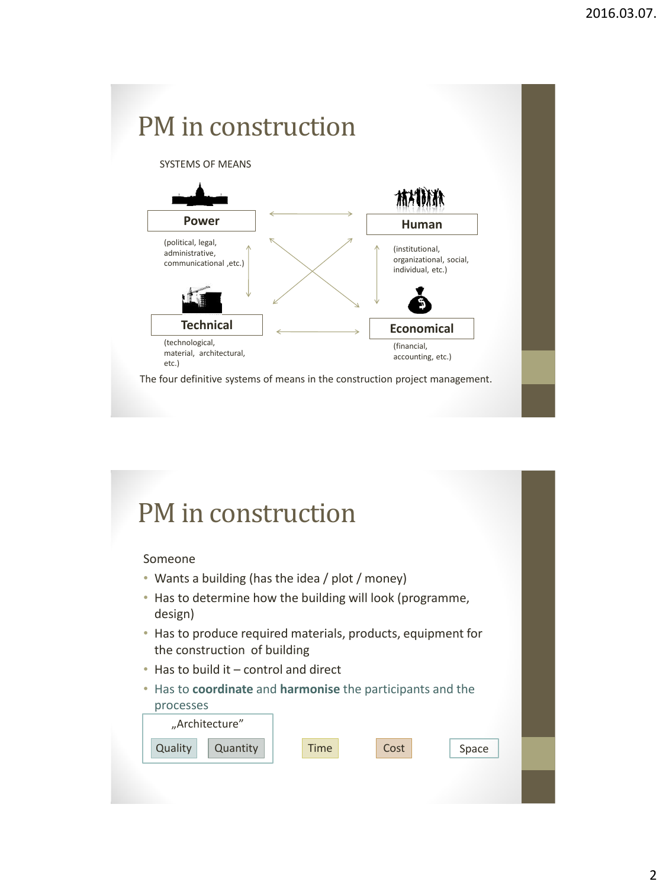# PM in construction

SYSTEMS OF MEANS

**Power**

(political, legal, administrative, communicational ,etc.)

**Human**

(institutional, organizational, social, individual, etc.)

**Technical**

(technological, material, architectural, etc.)

**Economical**

(financial, accounting, etc.)

The four definitive systems of means in the construction project management.

# PM in construction

Someone

- Wants a building (has the idea / plot / money)
- Has to determine how the building will look (programme, design)
- Has to produce required materials, products, equipment for the construction of building
- Has to build it – control and direct
- Has to **coordinate** and **harmonise** the participants and the processes

„Architecture"

Quality | Quantity

Time

Cost

Space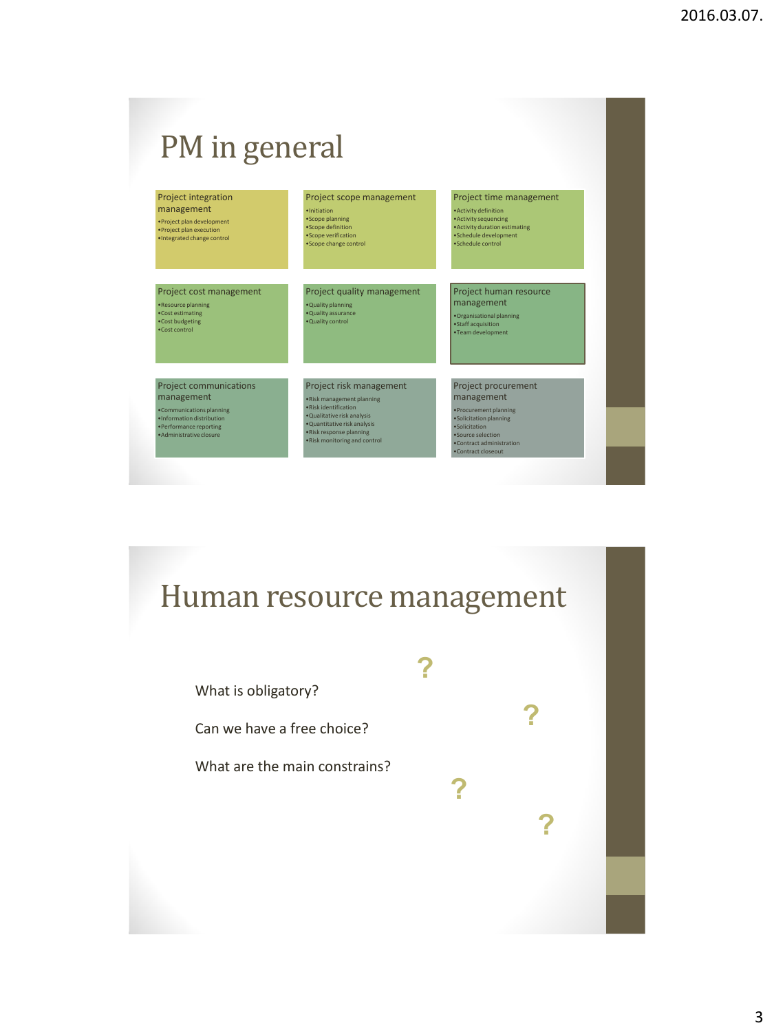# PM in general

**Project integration management**
- Project plan development
- Project plan execution
- Integrated change control

**Project scope management**
- Initiation
- Scope planning
- Scope definition
- Scope verification
- Scope change control

**Project time management**
- Activity definition
- Activity sequencing
- Activity duration estimating
- Schedule development
- Schedule control

**Project cost management**
- Resource planning
- Cost estimating
- Cost budgeting
- Cost control

**Project quality management**
- Quality planning
- Quality assurance
- Quality control

**Project human resource management**
- Organisational planning
- Staff acquisition
- Team development

**Project communications management**
- Communications planning
- Information distribution
- Performance reporting
- Administrative closure

**Project risk management**
- Risk management planning
- Risk identification
- Qualitative risk analysis
- Quantitative risk analysis
- Risk response planning
- Risk monitoring and control

**Project procurement management**
- Procurement planning
- Solicitation planning
- Solicitation
- Source selection
- Contract administration
- Contract closeout

# Human resource management

What is obligatory?

Can we have a free choice?

What are the main constrains?

? ? ? ?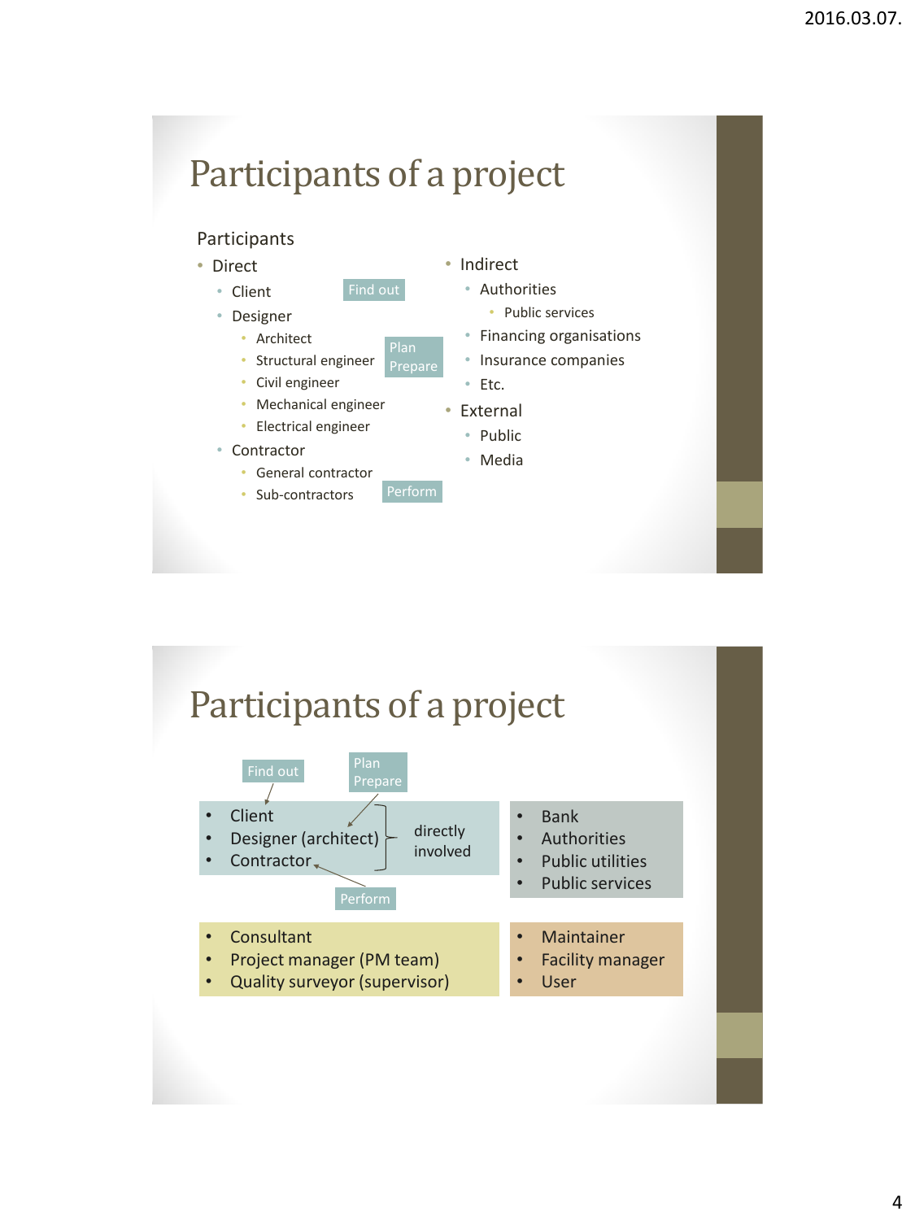# Participants of a project

Participants

- Direct
  - Client — Find out
  - Designer
    - Architect
    - Structural engineer
    - Civil engineer
    - Mechanical engineer
    - Electrical engineer

    Plan / Prepare
  - Contractor
    - General contractor
    - Sub-contractors

    Perform
- Indirect
  - Authorities
    - Public services
  - Financing organisations
  - Insurance companies
  - Etc.
- External
  - Public
  - Media

# Participants of a project

Find out

Plan Prepare

- Client
- Designer (architect)
- Contractor

directly involved

Perform

- Bank
- Authorities
- Public utilities
- Public services

- Consultant
- Project manager (PM team)
- Quality surveyor (supervisor)

- Maintainer
- Facility manager
- User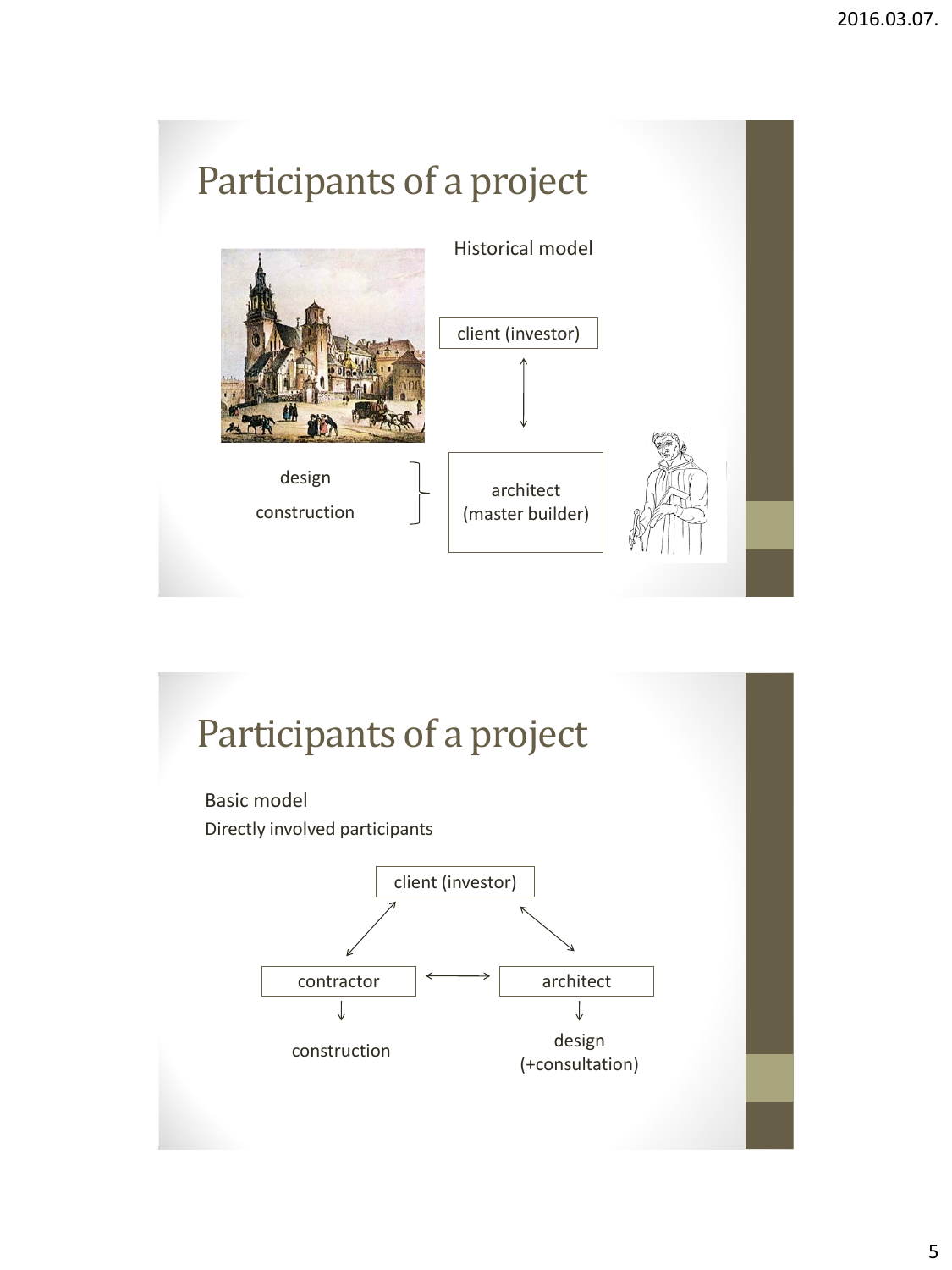# Participants of a project

Historical model

client (investor)

↕

design
construction

architect
(master builder)

# Participants of a project

Basic model

Directly involved participants

client (investor)

contractor ⟷ architect

construction

design
(+consultation)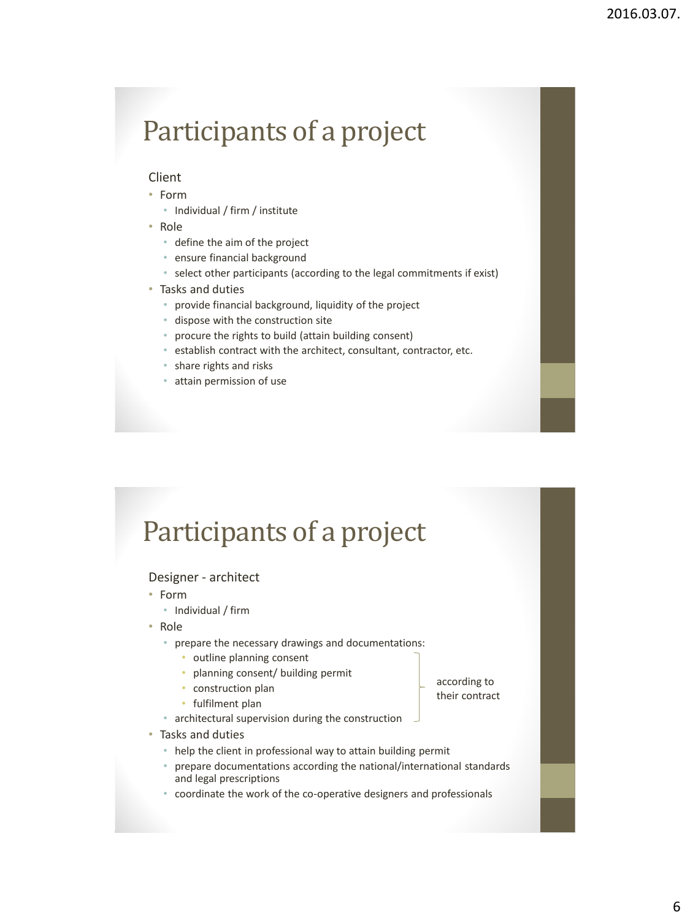# Participants of a project

Client

- Form
  - Individual / firm / institute
- Role
  - define the aim of the project
  - ensure financial background
  - select other participants (according to the legal commitments if exist)
- Tasks and duties
  - provide financial background, liquidity of the project
  - dispose with the construction site
  - procure the rights to build (attain building consent)
  - establish contract with the architect, consultant, contractor, etc.
  - share rights and risks
  - attain permission of use

# Participants of a project

Designer - architect

- Form
  - Individual / firm
- Role
  - prepare the necessary drawings and documentations:
    - outline planning consent
    - planning consent/ building permit
    - construction plan
    - fulfilment plan
  - architectural supervision during the construction

  (according to their contract)
- Tasks and duties
  - help the client in professional way to attain building permit
  - prepare documentations according the national/international standards and legal prescriptions
  - coordinate the work of the co-operative designers and professionals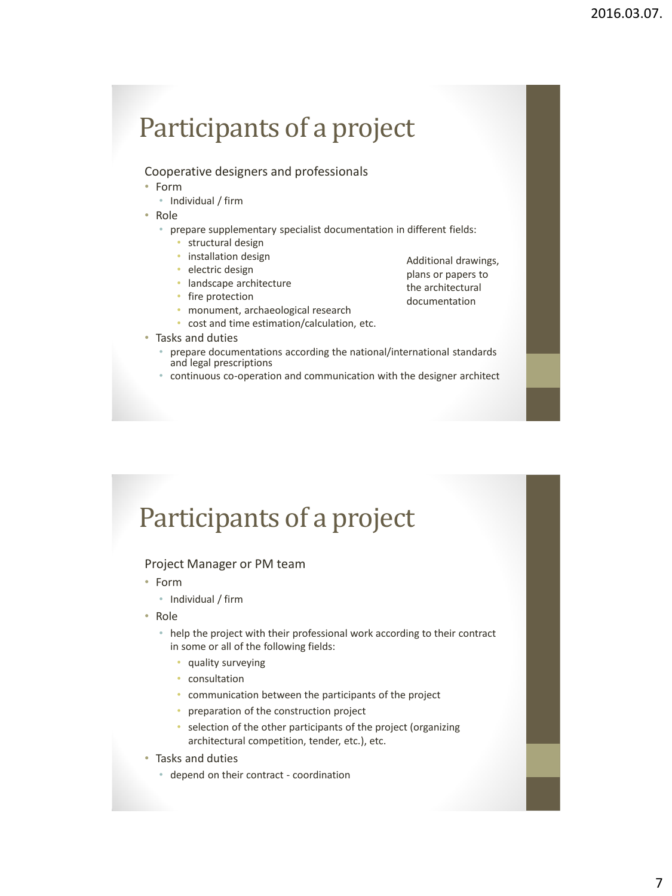# Participants of a project

Cooperative designers and professionals

- Form
  - Individual / firm
- Role
  - prepare supplementary specialist documentation in different fields:
    - structural design
    - installation design
    - electric design
    - landscape architecture
    - fire protection
    - monument, archaeological research
    - cost and time estimation/calculation, etc.

Additional drawings, plans or papers to the architectural documentation

- Tasks and duties
  - prepare documentations according the national/international standards and legal prescriptions
  - continuous co-operation and communication with the designer architect

# Participants of a project

Project Manager or PM team

- Form
  - Individual / firm
- Role
  - help the project with their professional work according to their contract in some or all of the following fields:
    - quality surveying
    - consultation
    - communication between the participants of the project
    - preparation of the construction project
    - selection of the other participants of the project (organizing architectural competition, tender, etc.), etc.
- Tasks and duties
  - depend on their contract - coordination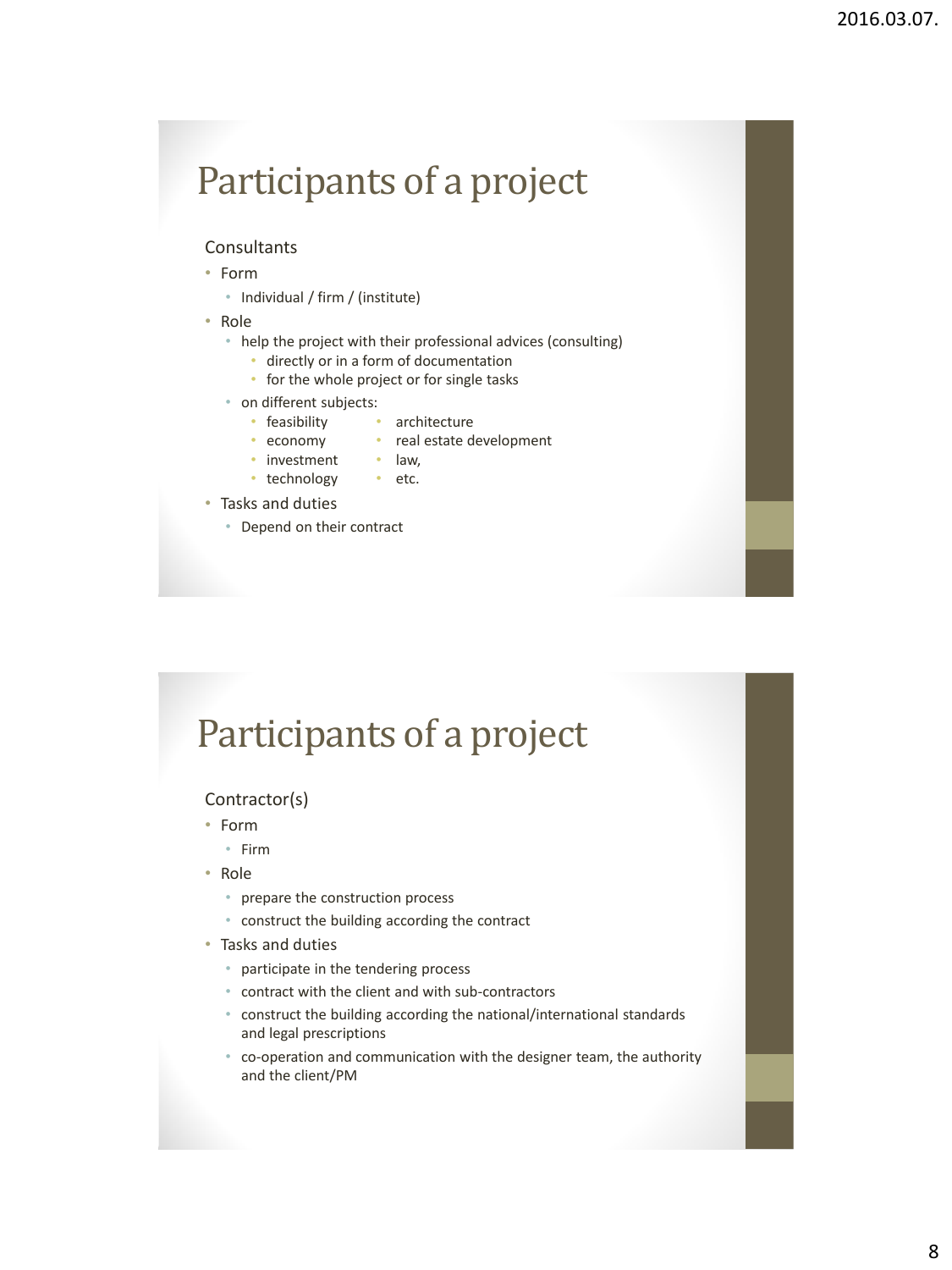# Participants of a project

Consultants

- Form
  - Individual / firm / (institute)
- Role
  - help the project with their professional advices (consulting)
    - directly or in a form of documentation
    - for the whole project or for single tasks
  - on different subjects:
    - feasibility
    - economy
    - investment
    - technology
    - architecture
    - real estate development
    - law,
    - etc.
- Tasks and duties
  - Depend on their contract

# Participants of a project

Contractor(s)

- Form
  - Firm
- Role
  - prepare the construction process
  - construct the building according the contract
- Tasks and duties
  - participate in the tendering process
  - contract with the client and with sub-contractors
  - construct the building according the national/international standards and legal prescriptions
  - co-operation and communication with the designer team, the authority and the client/PM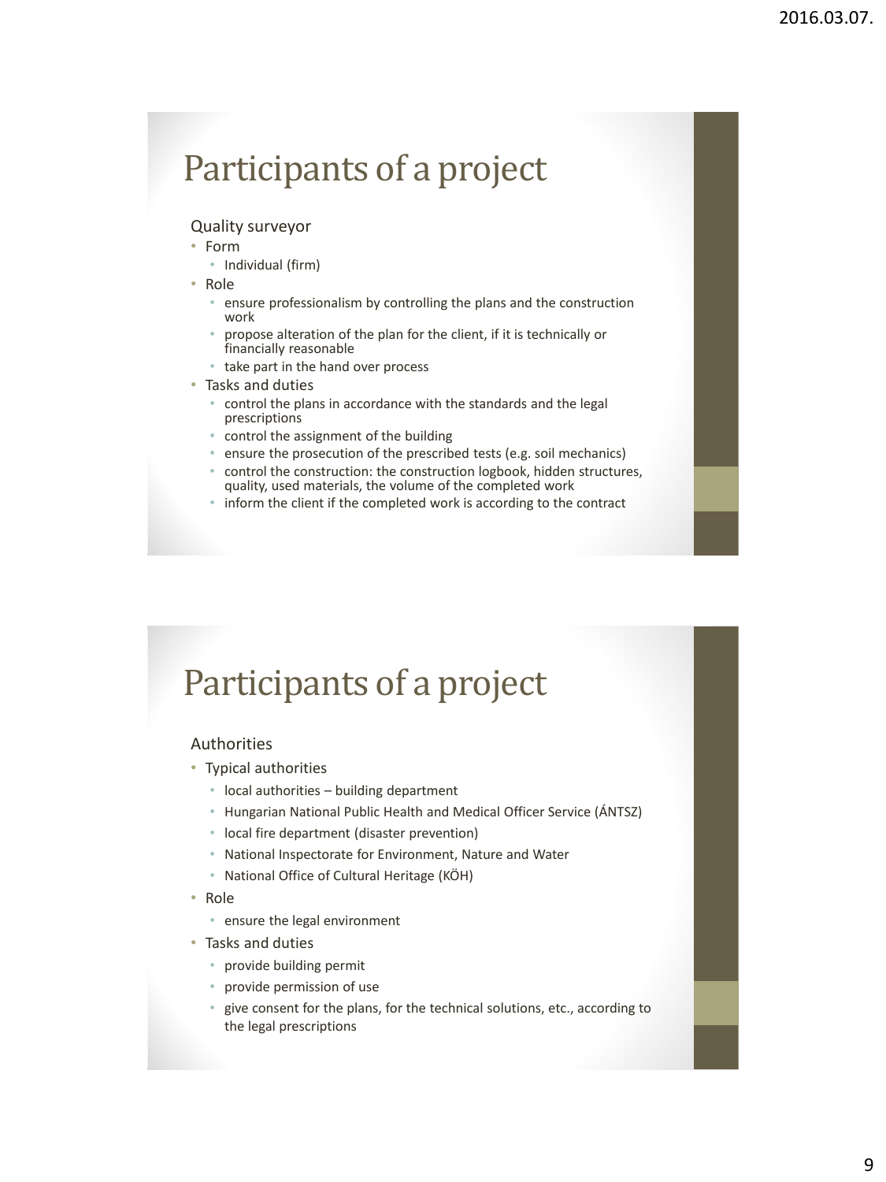# Participants of a project

Quality surveyor

- Form
  - Individual (firm)
- Role
  - ensure professionalism by controlling the plans and the construction work
  - propose alteration of the plan for the client, if it is technically or financially reasonable
  - take part in the hand over process
- Tasks and duties
  - control the plans in accordance with the standards and the legal prescriptions
  - control the assignment of the building
  - ensure the prosecution of the prescribed tests (e.g. soil mechanics)
  - control the construction: the construction logbook, hidden structures, quality, used materials, the volume of the completed work
  - inform the client if the completed work is according to the contract

# Participants of a project

Authorities

- Typical authorities
  - local authorities – building department
  - Hungarian National Public Health and Medical Officer Service (ÁNTSZ)
  - local fire department (disaster prevention)
  - National Inspectorate for Environment, Nature and Water
  - National Office of Cultural Heritage (KÖH)
- Role
  - ensure the legal environment
- Tasks and duties
  - provide building permit
  - provide permission of use
  - give consent for the plans, for the technical solutions, etc., according to the legal prescriptions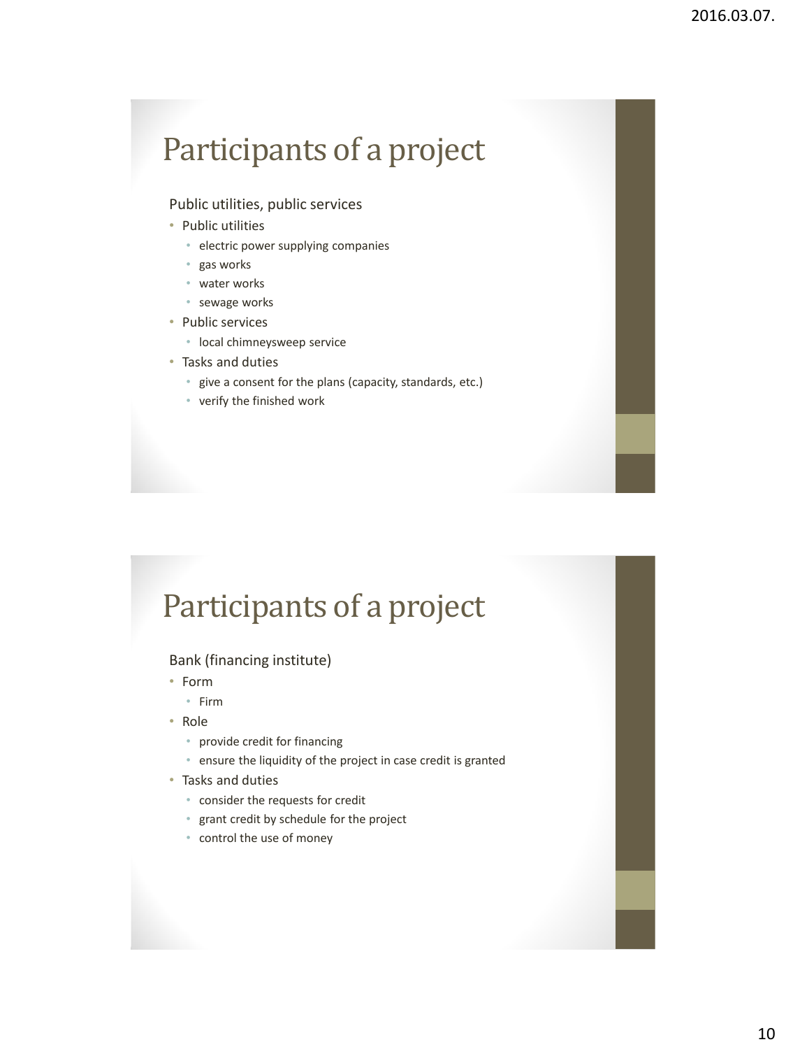# Participants of a project

Public utilities, public services

- Public utilities
  - electric power supplying companies
  - gas works
  - water works
  - sewage works
- Public services
  - local chimneysweep service
- Tasks and duties
  - give a consent for the plans (capacity, standards, etc.)
  - verify the finished work

# Participants of a project

Bank (financing institute)

- Form
  - Firm
- Role
  - provide credit for financing
  - ensure the liquidity of the project in case credit is granted
- Tasks and duties
  - consider the requests for credit
  - grant credit by schedule for the project
  - control the use of money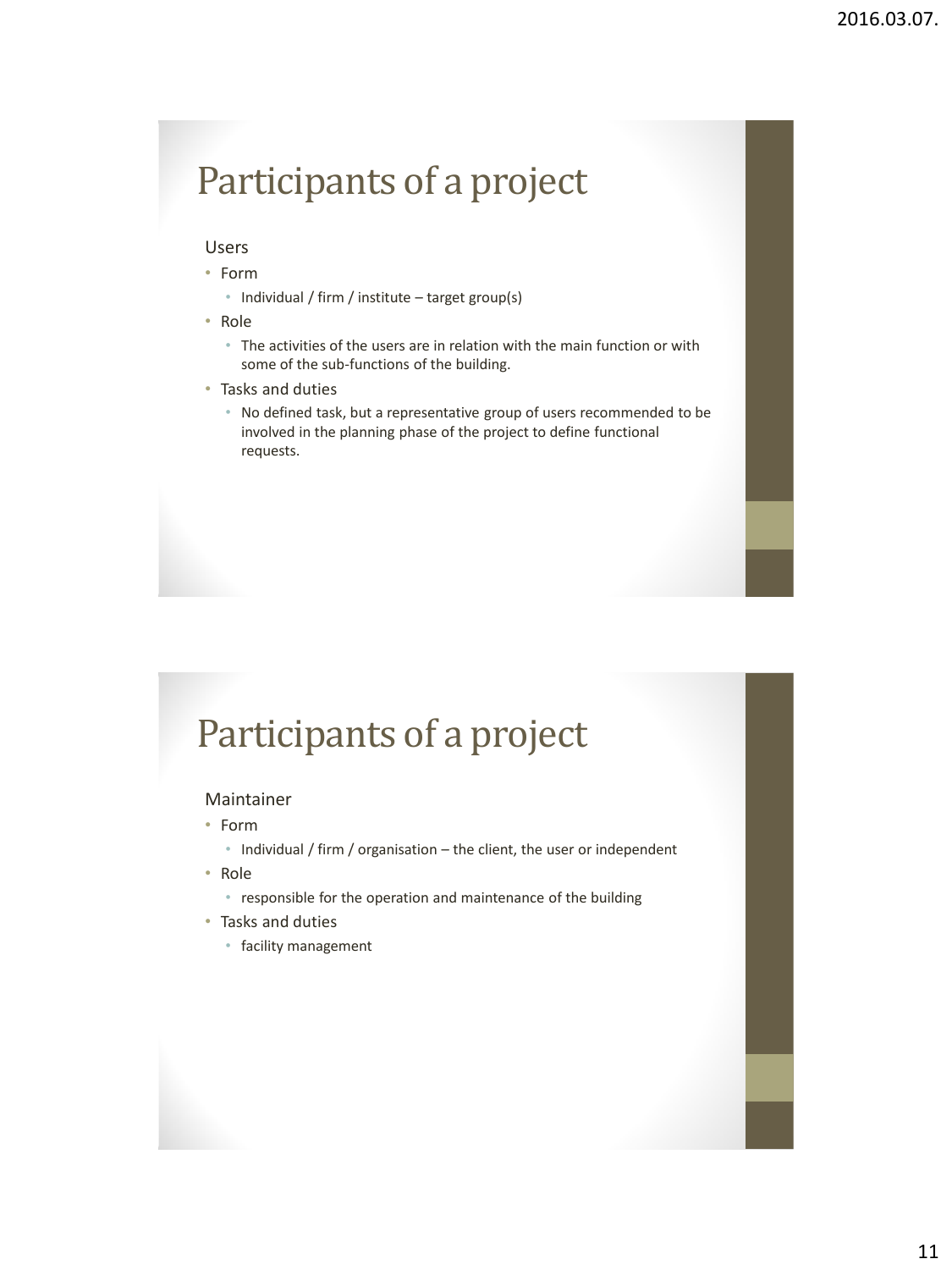# Participants of a project

Users

- Form
  - Individual / firm / institute – target group(s)
- Role
  - The activities of the users are in relation with the main function or with some of the sub-functions of the building.
- Tasks and duties
  - No defined task, but a representative group of users recommended to be involved in the planning phase of the project to define functional requests.

# Participants of a project

Maintainer

- Form
  - Individual / firm / organisation – the client, the user or independent
- Role
  - responsible for the operation and maintenance of the building
- Tasks and duties
  - facility management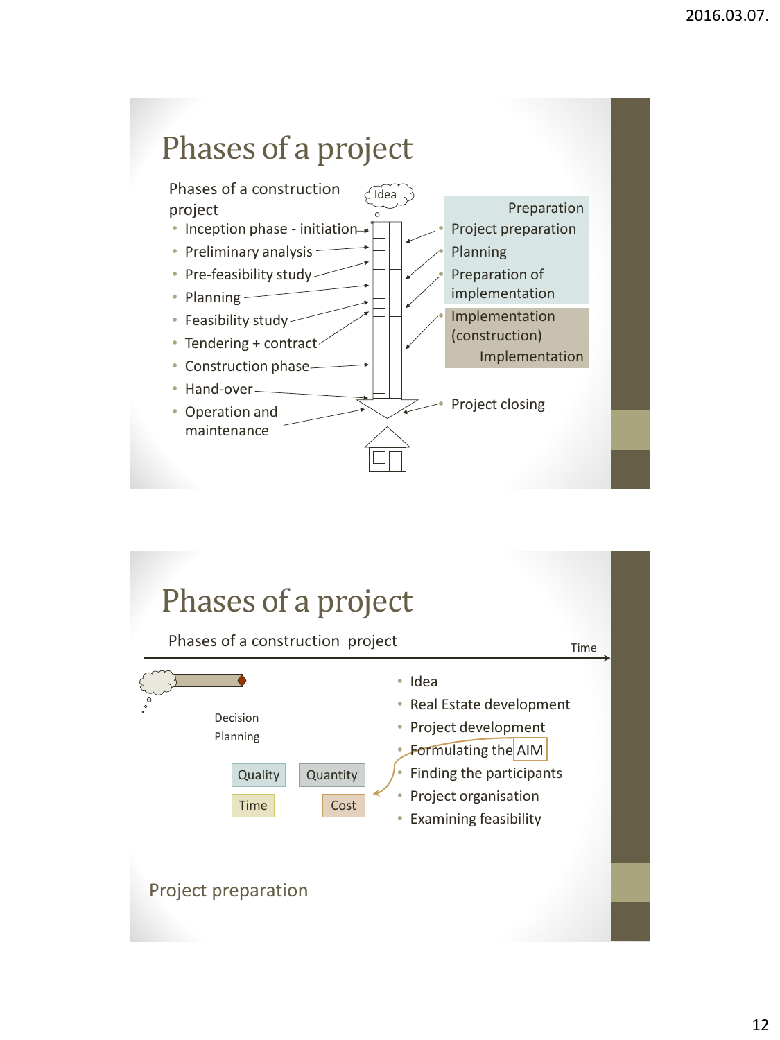# Phases of a project

Phases of a construction project

- Inception phase - initiation
- Preliminary analysis
- Pre-feasibility study
- Planning
- Feasibility study
- Tendering + contract
- Construction phase
- Hand-over
- Operation and maintenance

Idea

Preparation

- Project preparation
- Planning
- Preparation of implementation

- Implementation (construction)

Implementation

- Project closing

# Phases of a project

Phases of a construction project

Time

Decision

Planning

Quality | Quantity

Time | Cost

- Idea
- Real Estate development
- Project development
- Formulating the AIM
- Finding the participants
- Project organisation
- Examining feasibility

Project preparation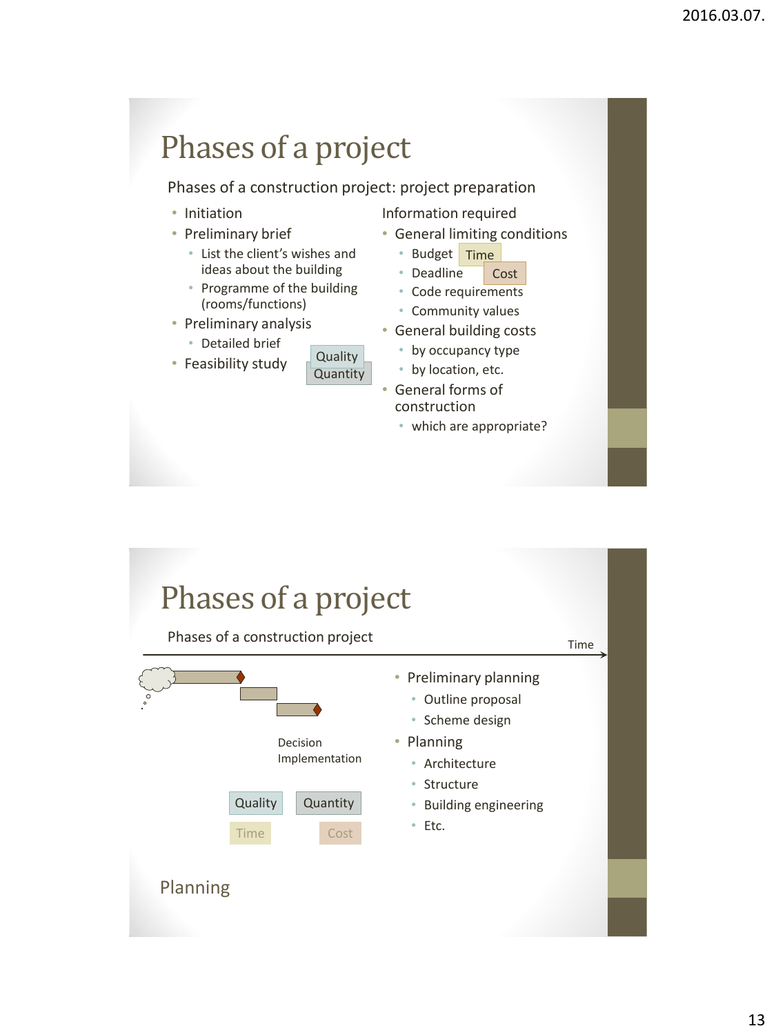# Phases of a project

Phases of a construction project: project preparation

- Initiation
- Preliminary brief
  - List the client's wishes and ideas about the building
  - Programme of the building (rooms/functions)
- Preliminary analysis
  - Detailed brief
- Feasibility study

Quality
Quantity

Information required

- General limiting conditions
  - Budget
  - Deadline
  - Code requirements
  - Community values
- General building costs
  - by occupancy type
  - by location, etc.
- General forms of construction
  - which are appropriate?

Time
Cost

# Phases of a project

Phases of a construction project

Time

Decision
Implementation

Quality
Quantity
Time
Cost

- Preliminary planning
  - Outline proposal
  - Scheme design
- Planning
  - Architecture
  - Structure
  - Building engineering
  - Etc.

Planning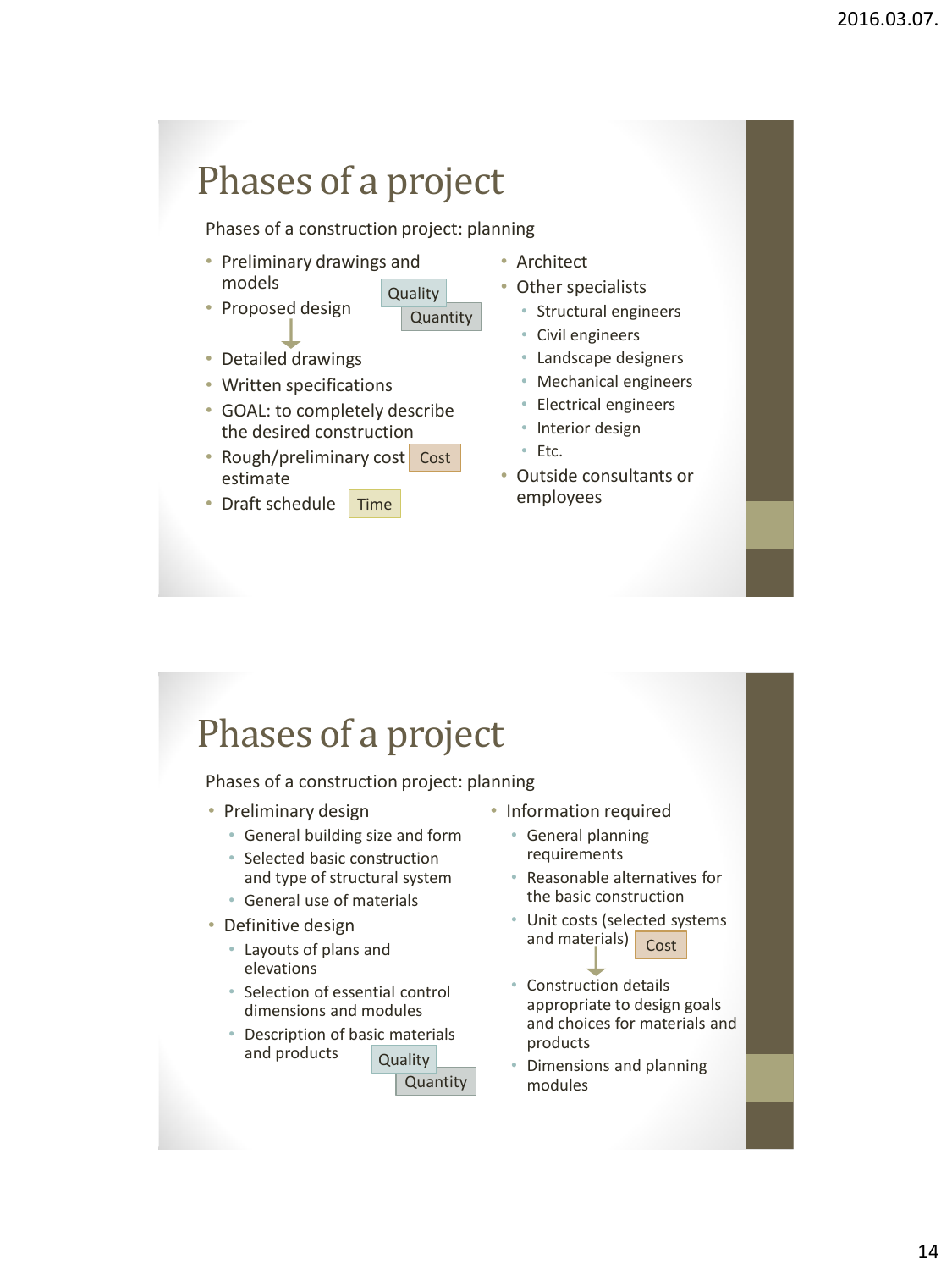# Phases of a project

Phases of a construction project: planning

- Preliminary drawings and models
- Proposed design

Quality

Quantity

- Detailed drawings
- Written specifications
- GOAL: to completely describe the desired construction
- Rough/preliminary cost estimate

Cost

- Draft schedule

Time

- Architect
- Other specialists
  - Structural engineers
  - Civil engineers
  - Landscape designers
  - Mechanical engineers
  - Electrical engineers
  - Interior design
  - Etc.
- Outside consultants or employees

# Phases of a project

Phases of a construction project: planning

- Preliminary design
  - General building size and form
  - Selected basic construction and type of structural system
  - General use of materials
- Definitive design
  - Layouts of plans and elevations
  - Selection of essential control dimensions and modules
  - Description of basic materials and products

Quality

Quantity

- Information required
  - General planning requirements
  - Reasonable alternatives for the basic construction
  - Unit costs (selected systems and materials)

Cost

  - Construction details appropriate to design goals and choices for materials and products
  - Dimensions and planning modules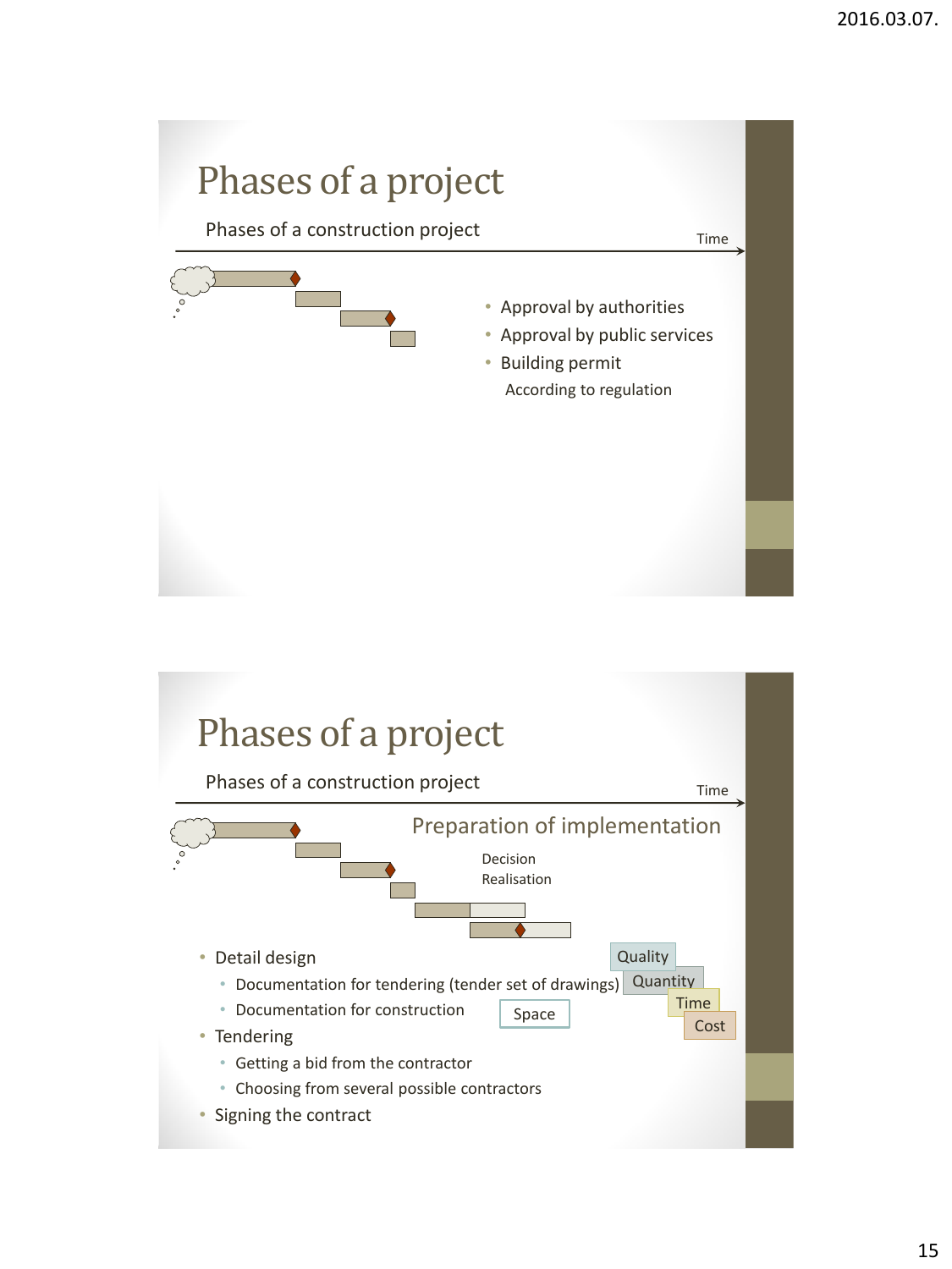# Phases of a project

Phases of a construction project

Time

- Approval by authorities
- Approval by public services
- Building permit

According to regulation

# Phases of a project

Phases of a construction project

Time

## Preparation of implementation

Decision

Realisation

Quality

Quantity

Time

Cost

Space

- Detail design
  - Documentation for tendering (tender set of drawings)
  - Documentation for construction
- Tendering
  - Getting a bid from the contractor
  - Choosing from several possible contractors
- Signing the contract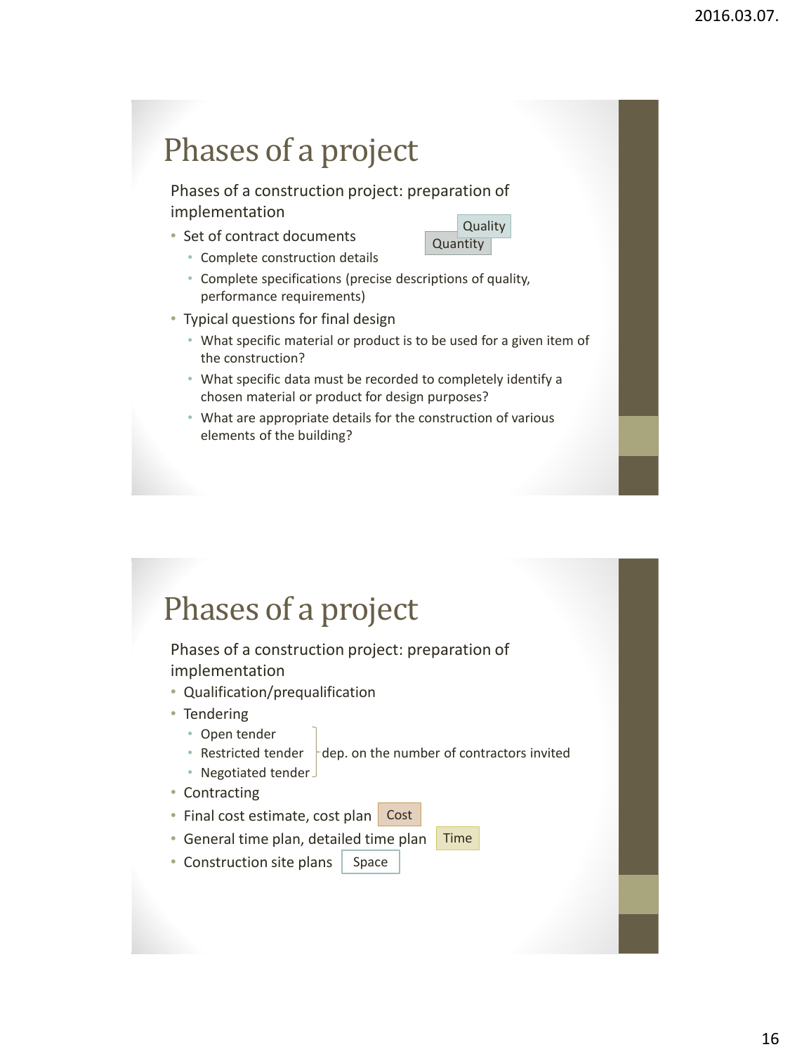# Phases of a project

Phases of a construction project: preparation of implementation

- Set of contract documents  Quality  Quantity
  - Complete construction details
  - Complete specifications (precise descriptions of quality, performance requirements)
- Typical questions for final design
  - What specific material or product is to be used for a given item of the construction?
  - What specific data must be recorded to completely identify a chosen material or product for design purposes?
  - What are appropriate details for the construction of various elements of the building?

# Phases of a project

Phases of a construction project: preparation of implementation

- Qualification/prequalification
- Tendering
  - Open tender
  - Restricted tender
  - Negotiated tender

  } dep. on the number of contractors invited
- Contracting
- Final cost estimate, cost plan  Cost
- General time plan, detailed time plan  Time
- Construction site plans  Space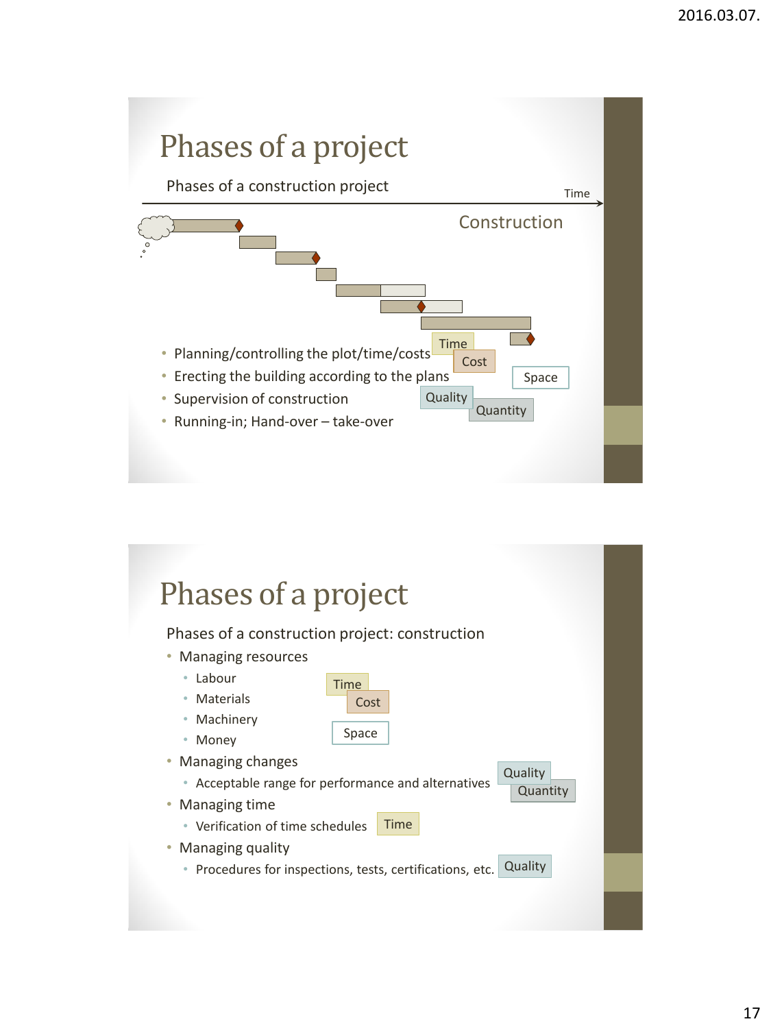# Phases of a project

Phases of a construction project

Time

Construction

- Planning/controlling the plot/time/costs
- Erecting the building according to the plans
- Supervision of construction
- Running-in; Hand-over – take-over

Time

Cost

Space

Quality

Quantity

# Phases of a project

Phases of a construction project: construction

- Managing resources
  - Labour
  - Materials
  - Machinery
  - Money
- Managing changes
  - Acceptable range for performance and alternatives
- Managing time
  - Verification of time schedules
- Managing quality
  - Procedures for inspections, tests, certifications, etc.

Time

Cost

Space

Quality

Quantity

Time

Quality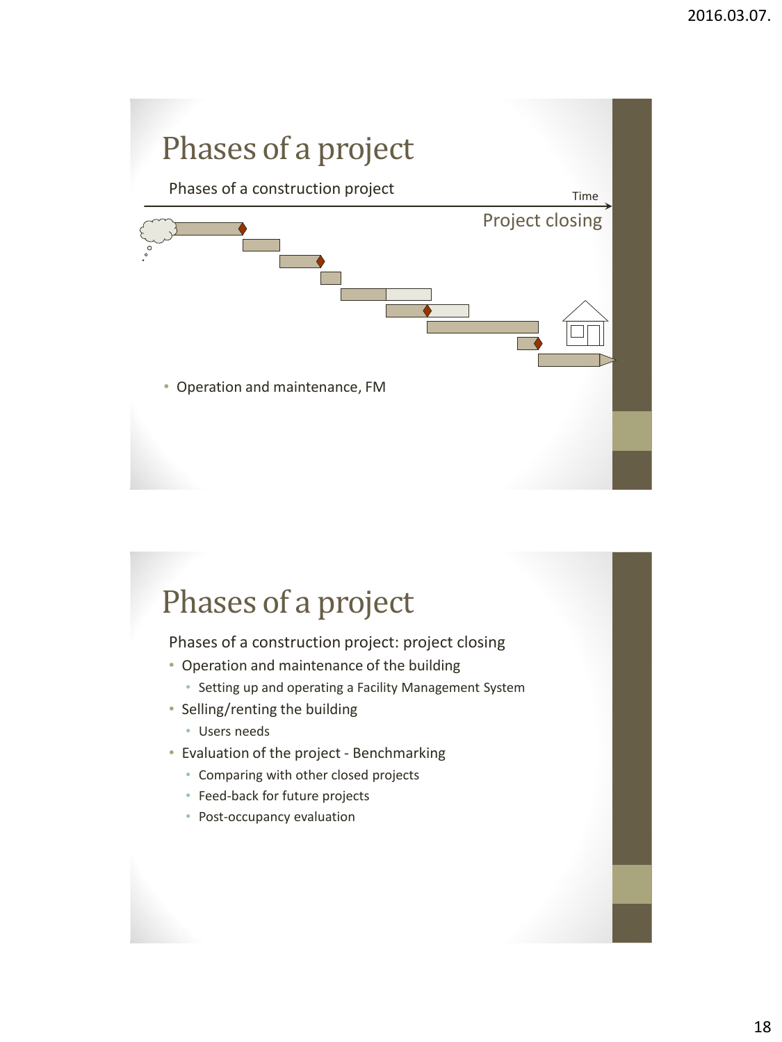# Phases of a project

Phases of a construction project

Time

Project closing

- Operation and maintenance, FM

# Phases of a project

Phases of a construction project: project closing

- Operation and maintenance of the building
  - Setting up and operating a Facility Management System
- Selling/renting the building
  - Users needs
- Evaluation of the project - Benchmarking
  - Comparing with other closed projects
  - Feed-back for future projects
  - Post-occupancy evaluation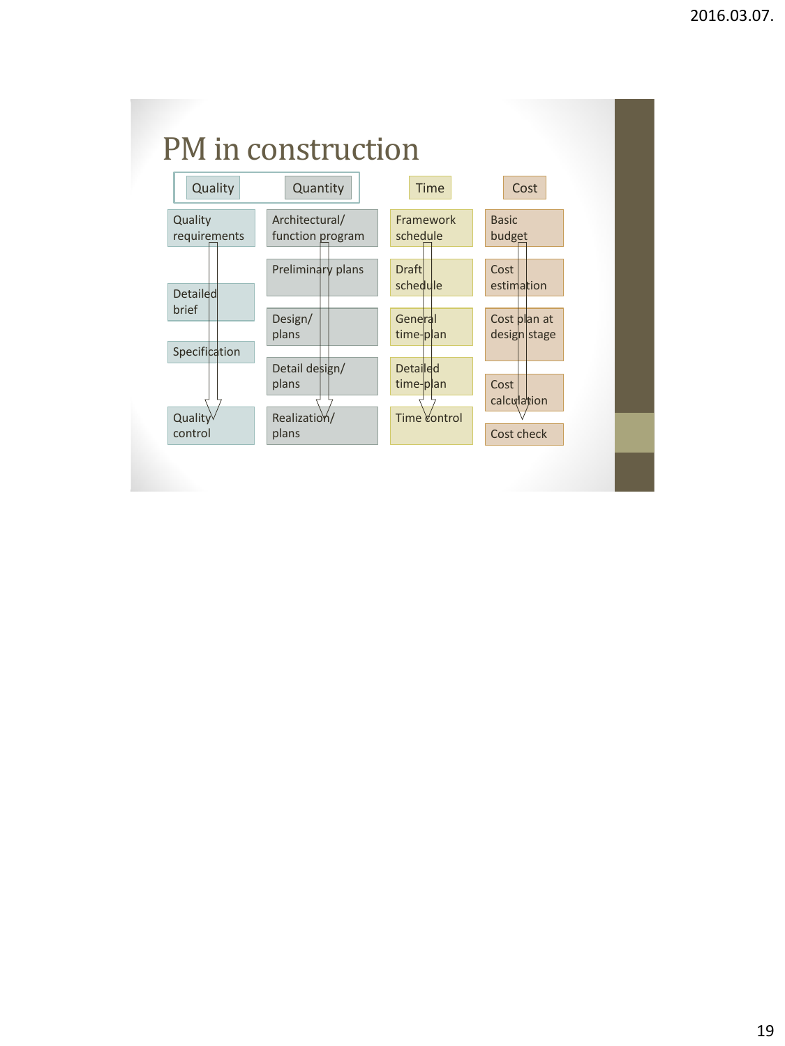# PM in construction

Quality

Quantity

Time

Cost

Quality requirements

Detailed brief

Specification

Quality control

Architectural/ function program

Preliminary plans

Design/ plans

Detail design/ plans

Realization/ plans

Framework schedule

Draft schedule

General time-plan

Detailed time-plan

Time control

Basic budget

Cost estimation

Cost plan at design stage

Cost calculation

Cost check